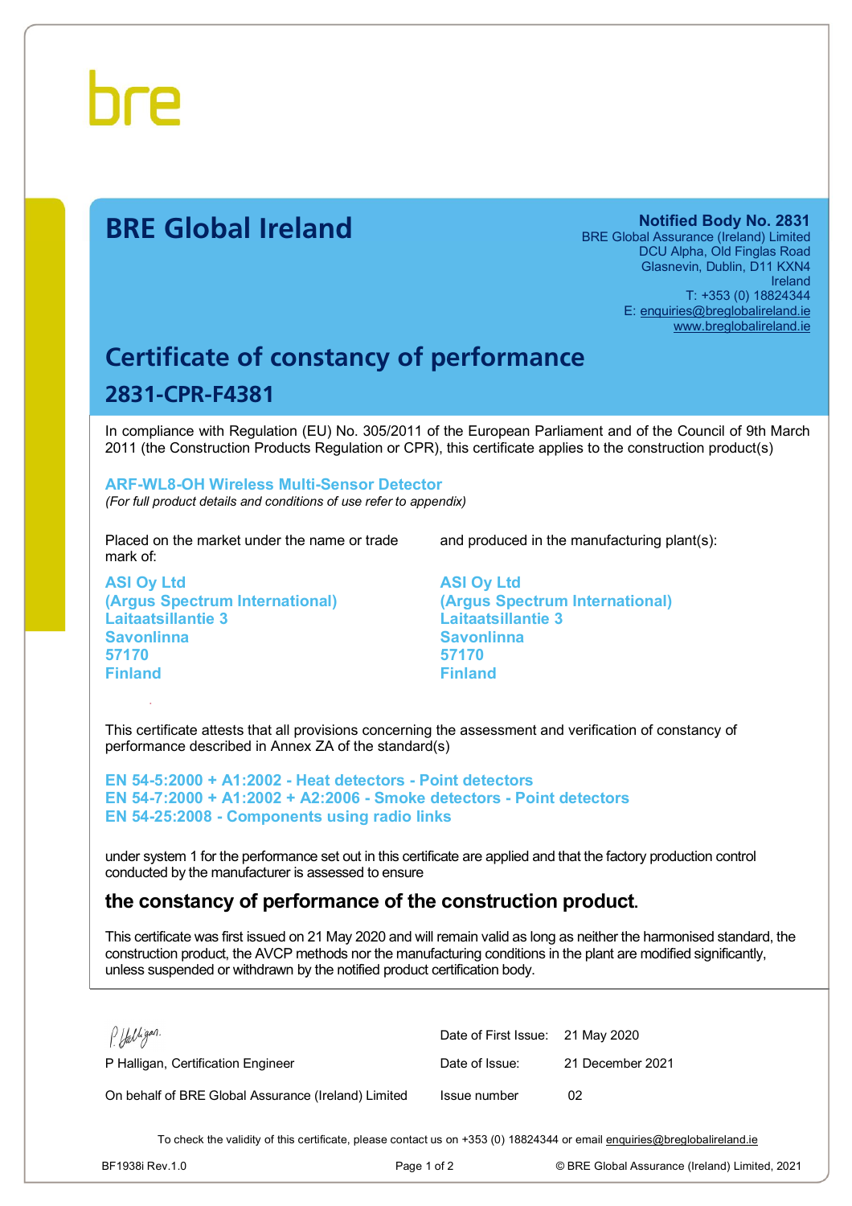bre

# BRE Global Ireland

**Notified Body No. 2831**
BRE Global Assurance (Ireland) Limited
DCU Alpha, Old Finglas Road
Glasnevin, Dublin, D11 KXN4
Ireland
T: +353 (0) 18824344
E: enquiries@breglobalireland.ie
www.breglobalireland.ie

## Certificate of constancy of performance

### 2831-CPR-F4381

In compliance with Regulation (EU) No. 305/2011 of the European Parliament and of the Council of 9th March 2011 (the Construction Products Regulation or CPR), this certificate applies to the construction product(s)

**ARF-WL8-OH Wireless Multi-Sensor Detector**
*(For full product details and conditions of use refer to appendix)*

Placed on the market under the name or trade mark of:

**ASI Oy Ltd**
**(Argus Spectrum International)**
**Laitaatsillantie 3**
**Savonlinna**
**57170**
**Finland**

and produced in the manufacturing plant(s):

**ASI Oy Ltd**
**(Argus Spectrum International)**
**Laitaatsillantie 3**
**Savonlinna**
**57170**
**Finland**

This certificate attests that all provisions concerning the assessment and verification of constancy of performance described in Annex ZA of the standard(s)

**EN 54-5:2000 + A1:2002 - Heat detectors - Point detectors**
**EN 54-7:2000 + A1:2002 + A2:2006 - Smoke detectors - Point detectors**
**EN 54-25:2008 - Components using radio links**

under system 1 for the performance set out in this certificate are applied and that the factory production control conducted by the manufacturer is assessed to ensure

**the constancy of performance of the construction product.**

This certificate was first issued on 21 May 2020 and will remain valid as long as neither the harmonised standard, the construction product, the AVCP methods nor the manufacturing conditions in the plant are modified significantly, unless suspended or withdrawn by the notified product certification body.

P Halligan

P Halligan, Certification Engineer

On behalf of BRE Global Assurance (Ireland) Limited

| | |
|---|---|
| Date of First Issue: | 21 May 2020 |
| Date of Issue: | 21 December 2021 |
| Issue number | 02 |

To check the validity of this certificate, please contact us on +353 (0) 18824344 or email enquiries@breglobalireland.ie

BF1938i Rev.1.0 © BRE Global Assurance (Ireland) Limited, 2021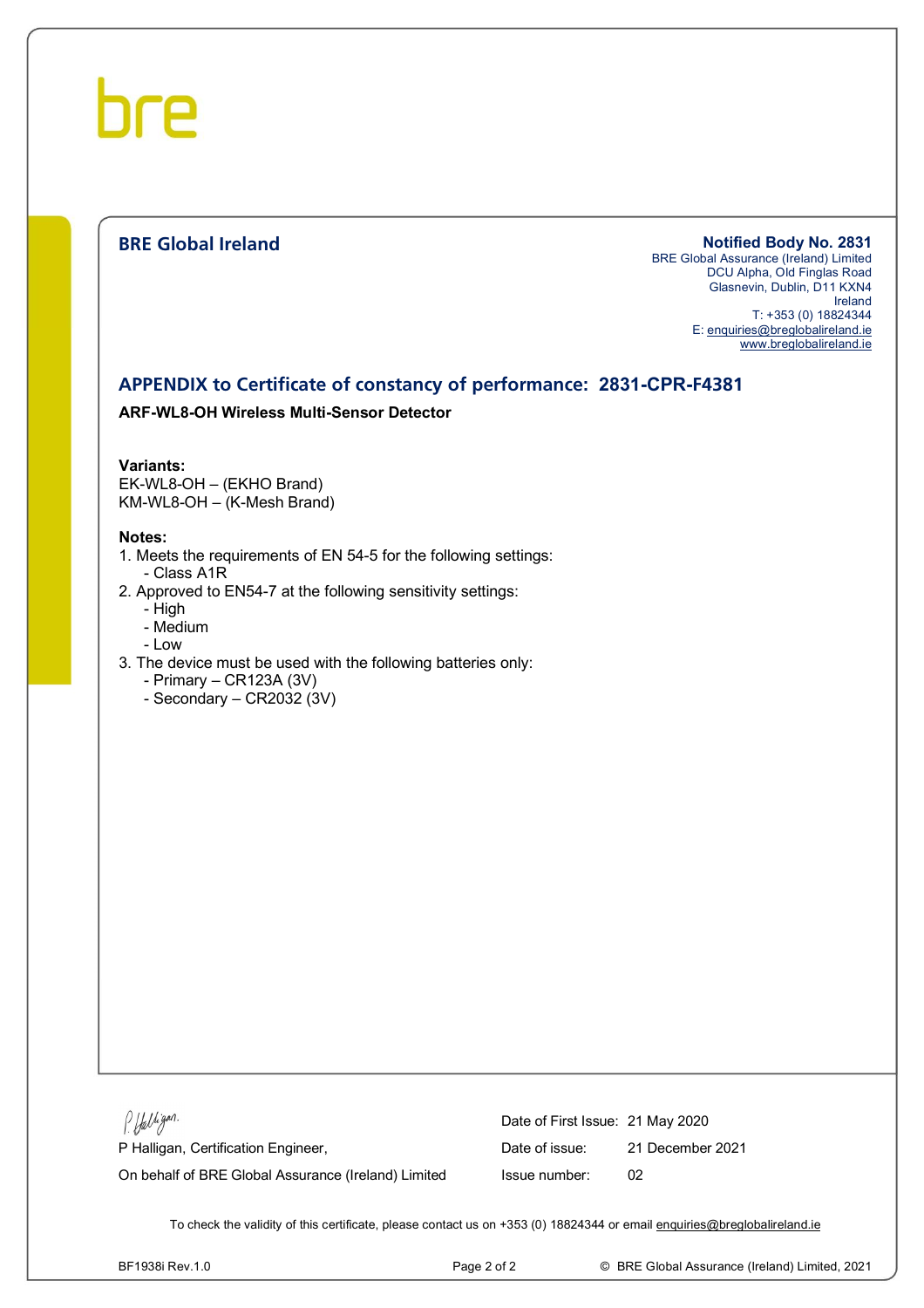bre

## BRE Global Ireland

**Notified Body No. 2831**
BRE Global Assurance (Ireland) Limited
DCU Alpha, Old Finglas Road
Glasnevin, Dublin, D11 KXN4
Ireland
T: +353 (0) 18824344
E: enquiries@breglobalireland.ie
www.breglobalireland.ie

## APPENDIX to Certificate of constancy of performance: 2831-CPR-F4381

**ARF-WL8-OH Wireless Multi-Sensor Detector**

**Variants:**
EK-WL8-OH – (EKHO Brand)
KM-WL8-OH – (K-Mesh Brand)

**Notes:**

1. Meets the requirements of EN 54-5 for the following settings:
   - Class A1R
2. Approved to EN54-7 at the following sensitivity settings:
   - High
   - Medium
   - Low
3. The device must be used with the following batteries only:
   - Primary – CR123A (3V)
   - Secondary – CR2032 (3V)

P Halligan, Certification Engineer,
On behalf of BRE Global Assurance (Ireland) Limited

| | |
|---|---|
| Date of First Issue: | 21 May 2020 |
| Date of issue: | 21 December 2021 |
| Issue number: | 02 |

To check the validity of this certificate, please contact us on +353 (0) 18824344 or email enquiries@breglobalireland.ie

BF1938i Rev.1.0

© BRE Global Assurance (Ireland) Limited, 2021